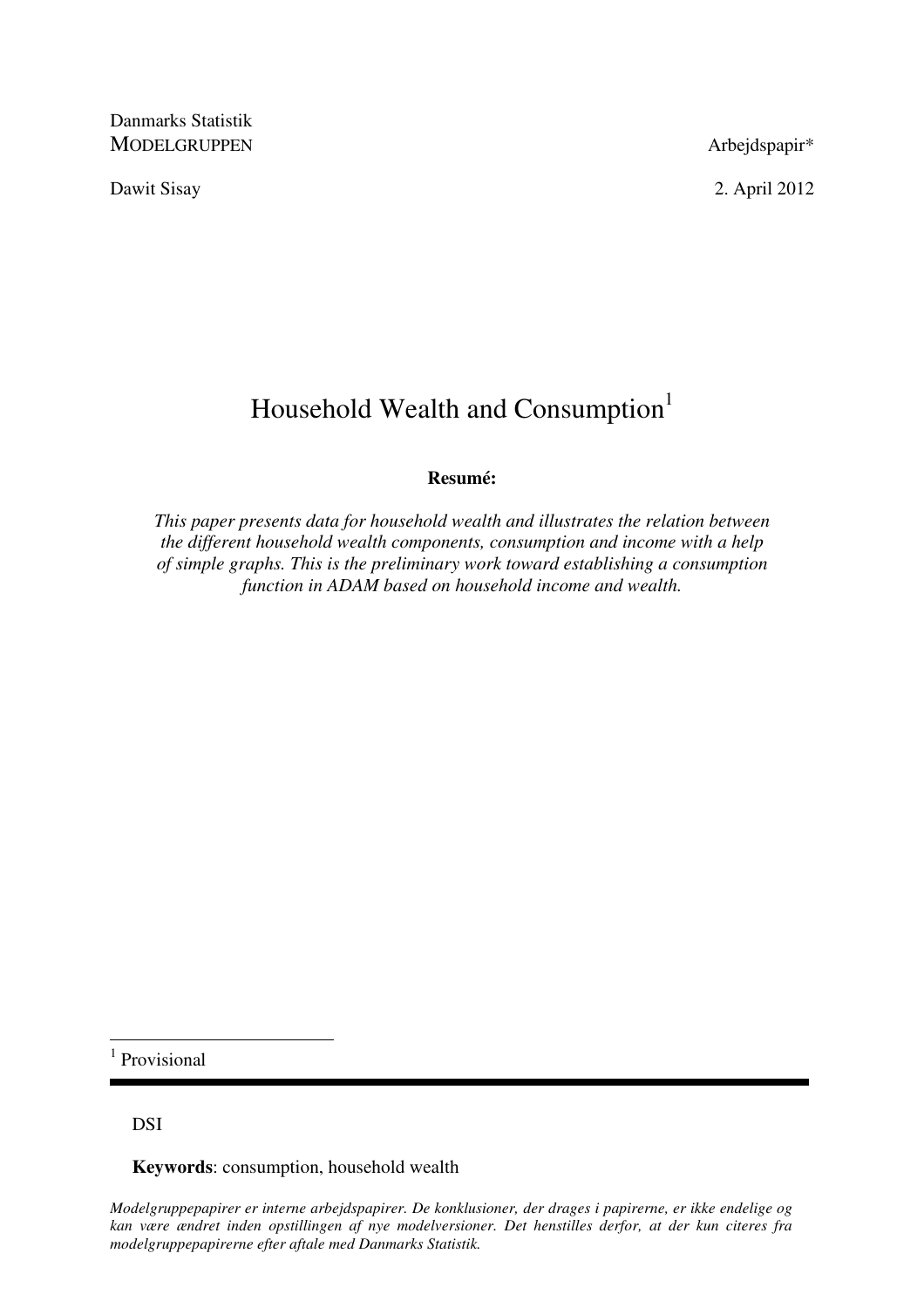Danmarks Statistik
MODELGRUPPEN

Arbejdspapir*

Dawit Sisay

2. April 2012

# Household Wealth and Consumption[1]

**Resumé:**

*This paper presents data for household wealth and illustrates the relation between the different household wealth components, consumption and income with a help of simple graphs. This is the preliminary work toward establishing a consumption function in ADAM based on household income and wealth.*

[1] Provisional

DSI

**Keywords**: consumption, household wealth

*Modelgruppepapirer er interne arbejdspapirer. De konklusioner, der drages i papirerne, er ikke endelige og kan være ændret inden opstillingen af nye modelversioner. Det henstilles derfor, at der kun citeres fra modelgruppepapirerne efter aftale med Danmarks Statistik.*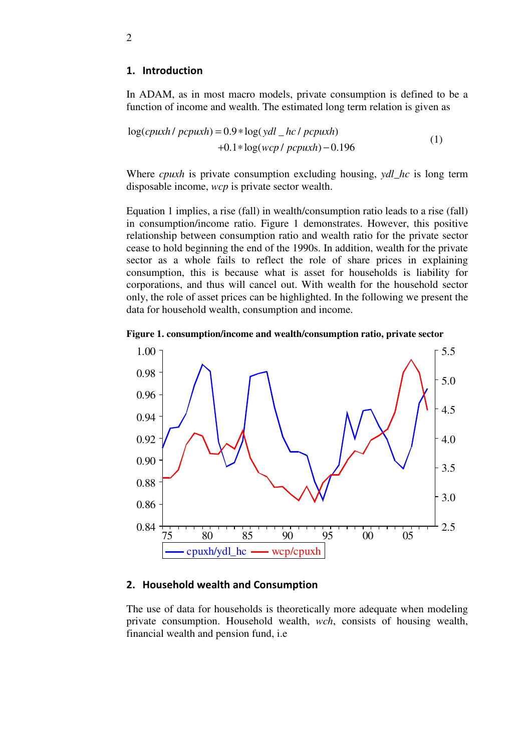## 1. Introduction

In ADAM, as in most macro models, private consumption is defined to be a function of income and wealth. The estimated long term relation is given as

$$\log(cpuxh/pcpuxh) = 0.9*\log(ydl\_hc/pcpuxh) + 0.1*\log(wcp/pcpuxh) - 0.196 \quad (1)$$

Where *cpuxh* is private consumption excluding housing, *ydl_hc* is long term disposable income, *wcp* is private sector wealth.

Equation 1 implies, a rise (fall) in wealth/consumption ratio leads to a rise (fall) in consumption/income ratio. Figure 1 demonstrates. However, this positive relationship between consumption ratio and wealth ratio for the private sector cease to hold beginning the end of the 1990s. In addition, wealth for the private sector as a whole fails to reflect the role of share prices in explaining consumption, this is because what is asset for households is liability for corporations, and thus will cancel out. With wealth for the household sector only, the role of asset prices can be highlighted. In the following we present the data for household wealth, consumption and income.

**Figure 1. consumption/income and wealth/consumption ratio, private sector**

## 2. Household wealth and Consumption

The use of data for households is theoretically more adequate when modeling private consumption. Household wealth, *wch*, consists of housing wealth, financial wealth and pension fund, i.e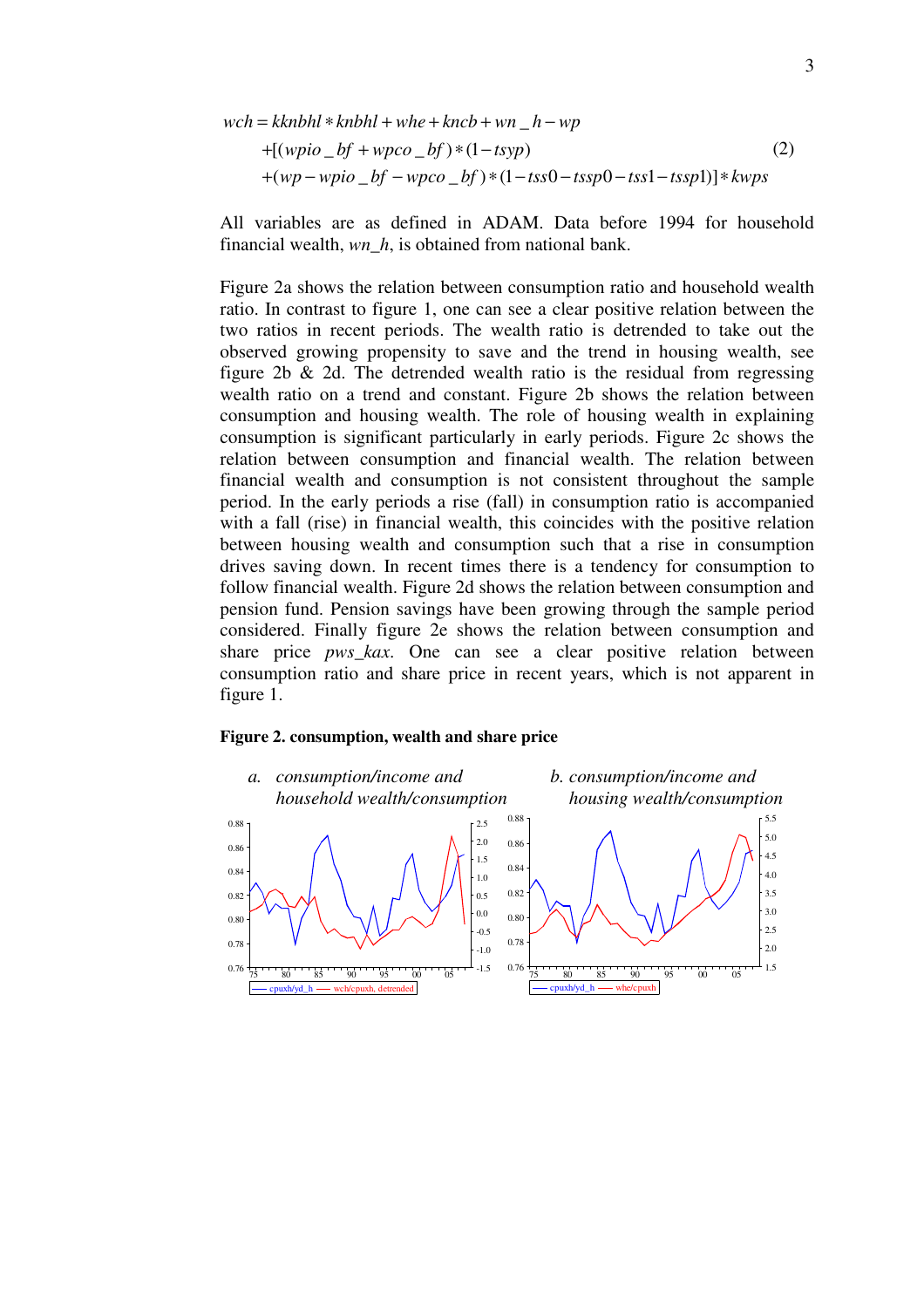$$
\begin{aligned}
wch = kknbhl * knbhl + whe + kncb + wn\_h - wp \\
+[(wpio\_bf + wpco\_bf) * (1 - tsyp) \\
+(wp - wpio\_bf - wpco\_bf) * (1 - tss0 - tssp0 - tss1 - tssp1)] * kwps
\end{aligned} \tag{2}
$$

All variables are as defined in ADAM. Data before 1994 for household financial wealth, *wn_h*, is obtained from national bank.

Figure 2a shows the relation between consumption ratio and household wealth ratio. In contrast to figure 1, one can see a clear positive relation between the two ratios in recent periods. The wealth ratio is detrended to take out the observed growing propensity to save and the trend in housing wealth, see figure 2b & 2d. The detrended wealth ratio is the residual from regressing wealth ratio on a trend and constant. Figure 2b shows the relation between consumption and housing wealth. The role of housing wealth in explaining consumption is significant particularly in early periods. Figure 2c shows the relation between consumption and financial wealth. The relation between financial wealth and consumption is not consistent throughout the sample period. In the early periods a rise (fall) in consumption ratio is accompanied with a fall (rise) in financial wealth, this coincides with the positive relation between housing wealth and consumption such that a rise in consumption drives saving down. In recent times there is a tendency for consumption to follow financial wealth. Figure 2d shows the relation between consumption and pension fund. Pension savings have been growing through the sample period considered. Finally figure 2e shows the relation between consumption and share price *pws_kax*. One can see a clear positive relation between consumption ratio and share price in recent years, which is not apparent in figure 1.

**Figure 2. consumption, wealth and share price**

*a. consumption/income and household wealth/consumption*

*b. consumption/income and housing wealth/consumption*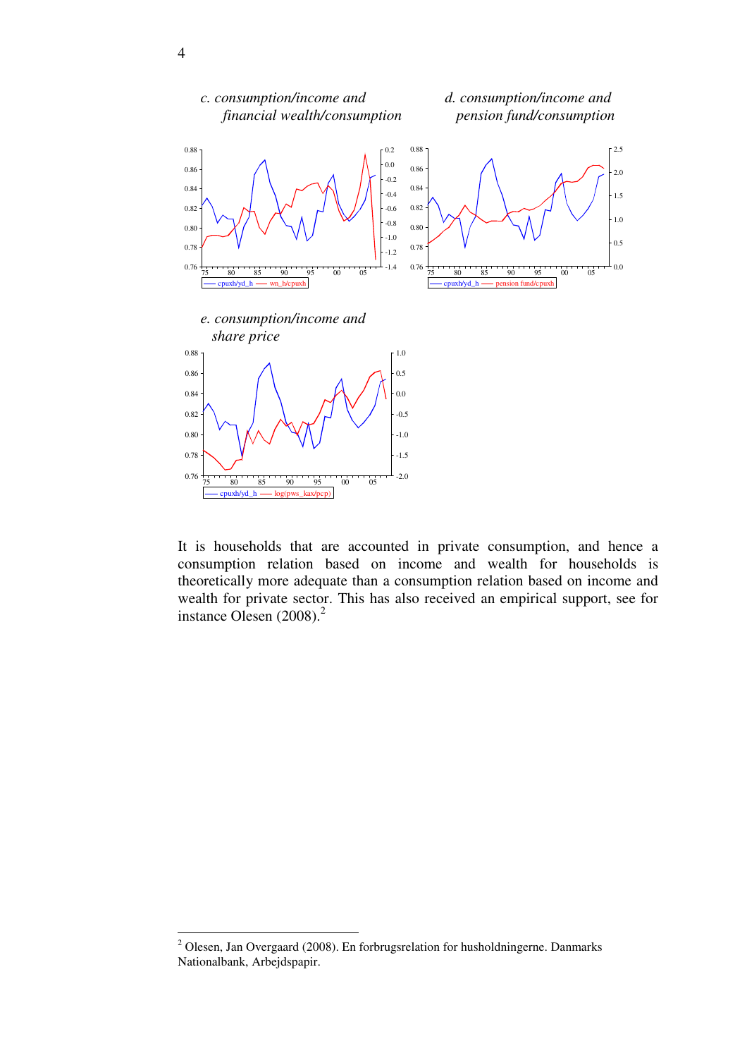*c. consumption/income and financial wealth/consumption*

0.88
0.86
0.84
0.82
0.80
0.78
0.76

0.2
0.0
-0.2
-0.4
-0.6
-0.8
-1.0
-1.2
-1.4

75 80 85 90 95 00 05

cpuxh/yd_h — wn_h/cpuxh

*d. consumption/income and pension fund/consumption*

0.88
0.86
0.84
0.82
0.80
0.78
0.76

2.5
2.0
1.5
1.0
0.5
0.0

75 80 85 90 95 00 05

cpuxh/yd_h — pension fund/cpuxh

*e. consumption/income and share price*

0.88
0.86
0.84
0.82
0.80
0.78
0.76

1.0
0.5
0.0
-0.5
-1.0
-1.5
-2.0

75 80 85 90 95 00 05

cpuxh/yd_h — log(pws_kax/pcp)

It is households that are accounted in private consumption, and hence a consumption relation based on income and wealth for households is theoretically more adequate than a consumption relation based on income and wealth for private sector. This has also received an empirical support, see for instance Olesen (2008).[2]

[2] Olesen, Jan Overgaard (2008). En forbrugsrelation for husholdningerne. Danmarks Nationalbank, Arbejdspapir.